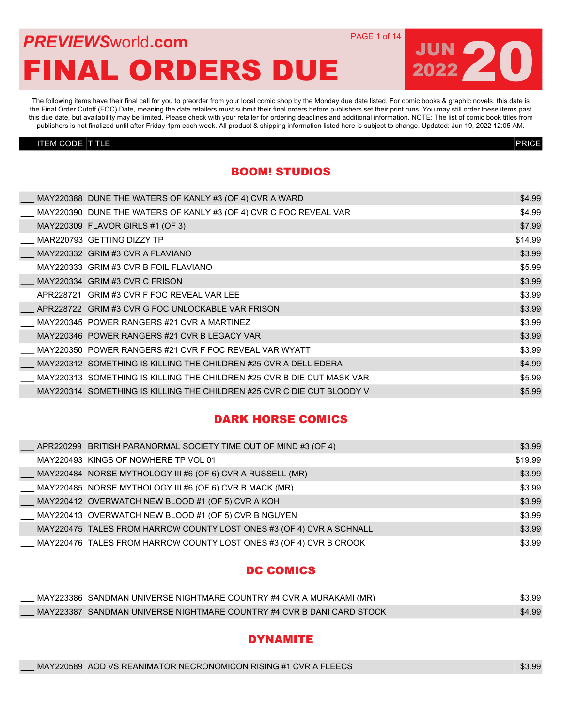*PREVIEWS*world.com

# FINAL ORDERS DUE

JUN 2022 **20**

The following items have their final call for you to preorder from your local comic shop by the Monday due date listed. For comic books & graphic novels, this date is the Final Order Cutoff (FOC) Date, meaning the date retailers must submit their final orders before publishers set their print runs. You may still order these items past this due date, but availability may be limited. Please check with your retailer for ordering deadlines and additional information. NOTE: The list of comic book titles from publishers is not finalized until after Friday 1pm each week. All product & shipping information listed here is subject to change. Updated: Jun 19, 2022 12:05 AM.

| ITEM CODE | TITLE | PRICE |
|---|---|---|

## BOOM! STUDIOS

| ITEM CODE | TITLE | PRICE |
|---|---|---|
| MAY220388 | DUNE THE WATERS OF KANLY #3 (OF 4) CVR A WARD | $4.99 |
| MAY220390 | DUNE THE WATERS OF KANLY #3 (OF 4) CVR C FOC REVEAL VAR | $4.99 |
| MAY220309 | FLAVOR GIRLS #1 (OF 3) | $7.99 |
| MAR220793 | GETTING DIZZY TP | $14.99 |
| MAY220332 | GRIM #3 CVR A FLAVIANO | $3.99 |
| MAY220333 | GRIM #3 CVR B FOIL FLAVIANO | $5.99 |
| MAY220334 | GRIM #3 CVR C FRISON | $3.99 |
| APR228721 | GRIM #3 CVR F FOC REVEAL VAR LEE | $3.99 |
| APR228722 | GRIM #3 CVR G FOC UNLOCKABLE VAR FRISON | $3.99 |
| MAY220345 | POWER RANGERS #21 CVR A MARTINEZ | $3.99 |
| MAY220346 | POWER RANGERS #21 CVR B LEGACY VAR | $3.99 |
| MAY220350 | POWER RANGERS #21 CVR F FOC REVEAL VAR WYATT | $3.99 |
| MAY220312 | SOMETHING IS KILLING THE CHILDREN #25 CVR A DELL EDERA | $4.99 |
| MAY220313 | SOMETHING IS KILLING THE CHILDREN #25 CVR B DIE CUT MASK VAR | $5.99 |
| MAY220314 | SOMETHING IS KILLING THE CHILDREN #25 CVR C DIE CUT BLOODY V | $5.99 |

## DARK HORSE COMICS

| ITEM CODE | TITLE | PRICE |
|---|---|---|
| APR220299 | BRITISH PARANORMAL SOCIETY TIME OUT OF MIND #3 (OF 4) | $3.99 |
| MAY220493 | KINGS OF NOWHERE TP VOL 01 | $19.99 |
| MAY220484 | NORSE MYTHOLOGY III #6 (OF 6) CVR A RUSSELL (MR) | $3.99 |
| MAY220485 | NORSE MYTHOLOGY III #6 (OF 6) CVR B MACK (MR) | $3.99 |
| MAY220412 | OVERWATCH NEW BLOOD #1 (OF 5) CVR A KOH | $3.99 |
| MAY220413 | OVERWATCH NEW BLOOD #1 (OF 5) CVR B NGUYEN | $3.99 |
| MAY220475 | TALES FROM HARROW COUNTY LOST ONES #3 (OF 4) CVR A SCHNALL | $3.99 |
| MAY220476 | TALES FROM HARROW COUNTY LOST ONES #3 (OF 4) CVR B CROOK | $3.99 |

## DC COMICS

| ITEM CODE | TITLE | PRICE |
|---|---|---|
| MAY223386 | SANDMAN UNIVERSE NIGHTMARE COUNTRY #4 CVR A MURAKAMI (MR) | $3.99 |
| MAY223387 | SANDMAN UNIVERSE NIGHTMARE COUNTRY #4 CVR B DANI CARD STOCK | $4.99 |

## DYNAMITE

| ITEM CODE | TITLE | PRICE |
|---|---|---|
| MAY220589 | AOD VS REANIMATOR NECRONOMICON RISING #1 CVR A FLEECS | $3.99 |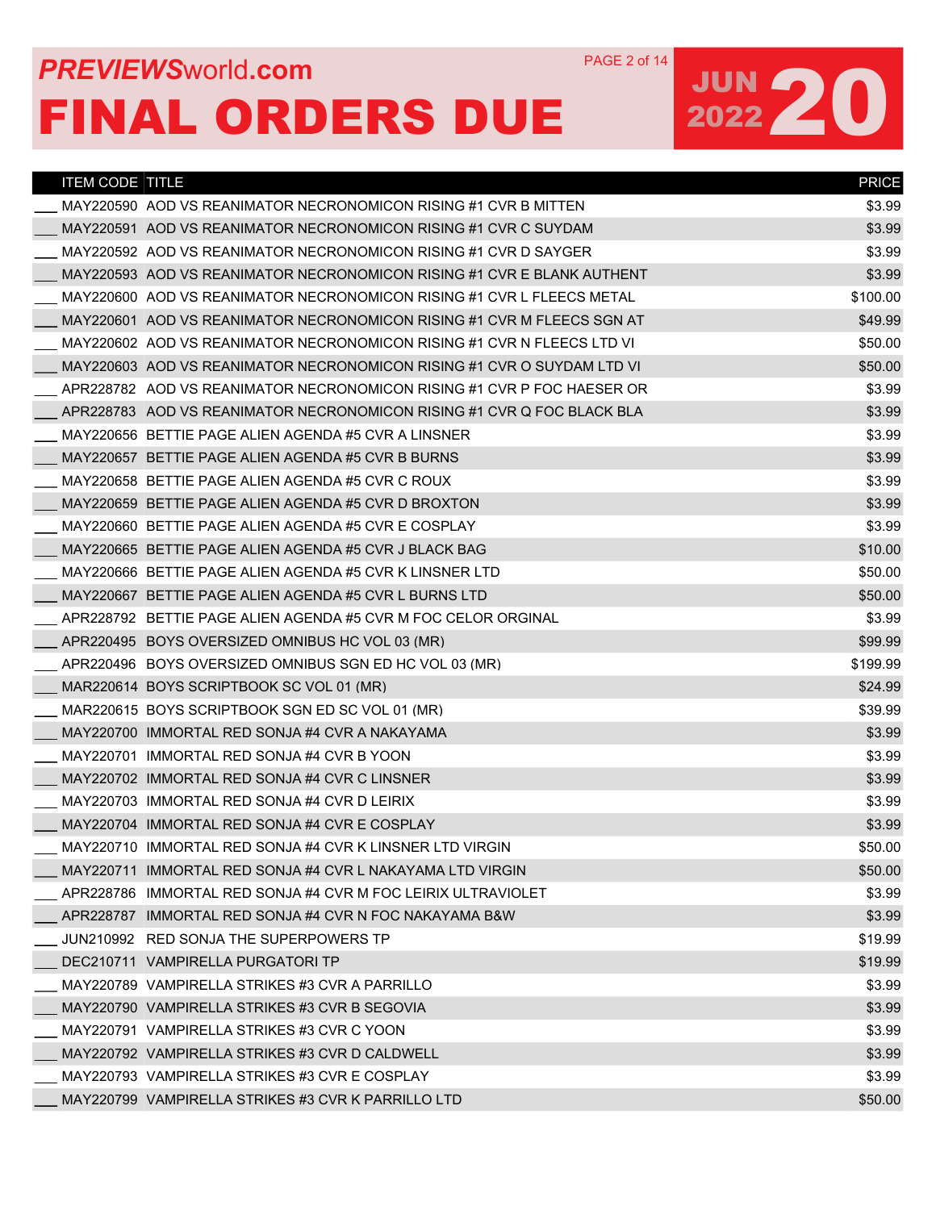# PREVIEWSworld.com

# FINAL ORDERS DUE

## JUN 2022 20

| | ITEM CODE | TITLE | PRICE |
|---|---|---|---|
| ___ | MAY220590 | AOD VS REANIMATOR NECRONOMICON RISING #1 CVR B MITTEN | $3.99 |
| ___ | MAY220591 | AOD VS REANIMATOR NECRONOMICON RISING #1 CVR C SUYDAM | $3.99 |
| ___ | MAY220592 | AOD VS REANIMATOR NECRONOMICON RISING #1 CVR D SAYGER | $3.99 |
| ___ | MAY220593 | AOD VS REANIMATOR NECRONOMICON RISING #1 CVR E BLANK AUTHENT | $3.99 |
| ___ | MAY220600 | AOD VS REANIMATOR NECRONOMICON RISING #1 CVR L FLEECS METAL | $100.00 |
| ___ | MAY220601 | AOD VS REANIMATOR NECRONOMICON RISING #1 CVR M FLEECS SGN AT | $49.99 |
| ___ | MAY220602 | AOD VS REANIMATOR NECRONOMICON RISING #1 CVR N FLEECS LTD VI | $50.00 |
| ___ | MAY220603 | AOD VS REANIMATOR NECRONOMICON RISING #1 CVR O SUYDAM LTD VI | $50.00 |
| ___ | APR228782 | AOD VS REANIMATOR NECRONOMICON RISING #1 CVR P FOC HAESER OR | $3.99 |
| ___ | APR228783 | AOD VS REANIMATOR NECRONOMICON RISING #1 CVR Q FOC BLACK BLA | $3.99 |
| ___ | MAY220656 | BETTIE PAGE ALIEN AGENDA #5 CVR A LINSNER | $3.99 |
| ___ | MAY220657 | BETTIE PAGE ALIEN AGENDA #5 CVR B BURNS | $3.99 |
| ___ | MAY220658 | BETTIE PAGE ALIEN AGENDA #5 CVR C ROUX | $3.99 |
| ___ | MAY220659 | BETTIE PAGE ALIEN AGENDA #5 CVR D BROXTON | $3.99 |
| ___ | MAY220660 | BETTIE PAGE ALIEN AGENDA #5 CVR E COSPLAY | $3.99 |
| ___ | MAY220665 | BETTIE PAGE ALIEN AGENDA #5 CVR J BLACK BAG | $10.00 |
| ___ | MAY220666 | BETTIE PAGE ALIEN AGENDA #5 CVR K LINSNER LTD | $50.00 |
| ___ | MAY220667 | BETTIE PAGE ALIEN AGENDA #5 CVR L BURNS LTD | $50.00 |
| ___ | APR228792 | BETTIE PAGE ALIEN AGENDA #5 CVR M FOC CELOR ORGINAL | $3.99 |
| ___ | APR220495 | BOYS OVERSIZED OMNIBUS HC VOL 03 (MR) | $99.99 |
| ___ | APR220496 | BOYS OVERSIZED OMNIBUS SGN ED HC VOL 03 (MR) | $199.99 |
| ___ | MAR220614 | BOYS SCRIPTBOOK SC VOL 01 (MR) | $24.99 |
| ___ | MAR220615 | BOYS SCRIPTBOOK SGN ED SC VOL 01 (MR) | $39.99 |
| ___ | MAY220700 | IMMORTAL RED SONJA #4 CVR A NAKAYAMA | $3.99 |
| ___ | MAY220701 | IMMORTAL RED SONJA #4 CVR B YOON | $3.99 |
| ___ | MAY220702 | IMMORTAL RED SONJA #4 CVR C LINSNER | $3.99 |
| ___ | MAY220703 | IMMORTAL RED SONJA #4 CVR D LEIRIX | $3.99 |
| ___ | MAY220704 | IMMORTAL RED SONJA #4 CVR E COSPLAY | $3.99 |
| ___ | MAY220710 | IMMORTAL RED SONJA #4 CVR K LINSNER LTD VIRGIN | $50.00 |
| ___ | MAY220711 | IMMORTAL RED SONJA #4 CVR L NAKAYAMA LTD VIRGIN | $50.00 |
| ___ | APR228786 | IMMORTAL RED SONJA #4 CVR M FOC LEIRIX ULTRAVIOLET | $3.99 |
| ___ | APR228787 | IMMORTAL RED SONJA #4 CVR N FOC NAKAYAMA B&W | $3.99 |
| ___ | JUN210992 | RED SONJA THE SUPERPOWERS TP | $19.99 |
| ___ | DEC210711 | VAMPIRELLA PURGATORI TP | $19.99 |
| ___ | MAY220789 | VAMPIRELLA STRIKES #3 CVR A PARRILLO | $3.99 |
| ___ | MAY220790 | VAMPIRELLA STRIKES #3 CVR B SEGOVIA | $3.99 |
| ___ | MAY220791 | VAMPIRELLA STRIKES #3 CVR C YOON | $3.99 |
| ___ | MAY220792 | VAMPIRELLA STRIKES #3 CVR D CALDWELL | $3.99 |
| ___ | MAY220793 | VAMPIRELLA STRIKES #3 CVR E COSPLAY | $3.99 |
| ___ | MAY220799 | VAMPIRELLA STRIKES #3 CVR K PARRILLO LTD | $50.00 |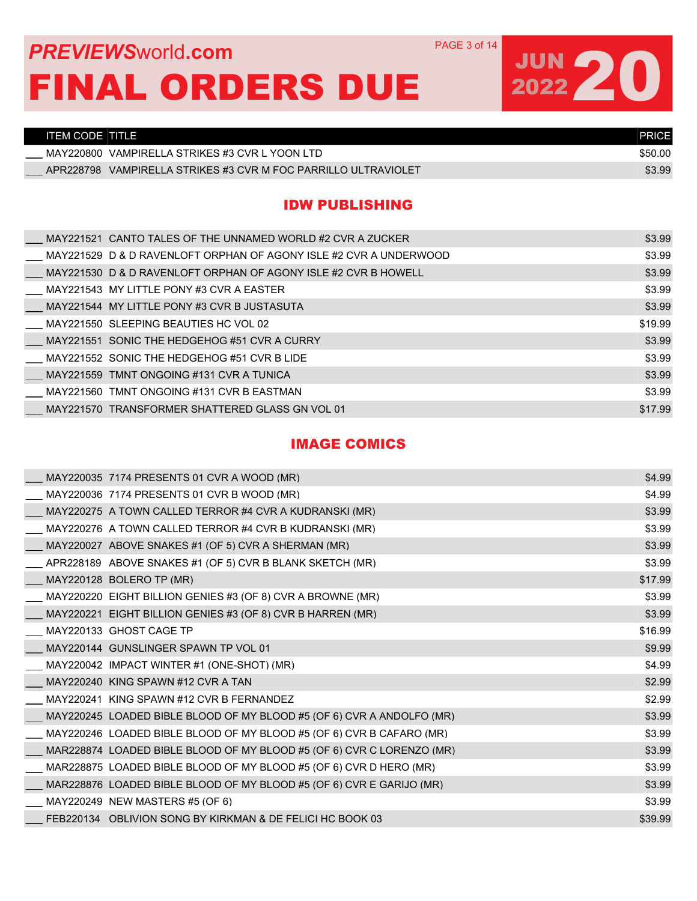# PREVIEWSworld.com FINAL ORDERS DUE

JUN 2022 20

| ITEM CODE | TITLE | PRICE |
|---|---|---|
| MAY220800 | VAMPIRELLA STRIKES #3 CVR L YOON LTD | $50.00 |
| APR228798 | VAMPIRELLA STRIKES #3 CVR M FOC PARRILLO ULTRAVIOLET | $3.99 |

## IDW PUBLISHING

| ITEM CODE | TITLE | PRICE |
|---|---|---|
| MAY221521 | CANTO TALES OF THE UNNAMED WORLD #2 CVR A ZUCKER | $3.99 |
| MAY221529 | D & D RAVENLOFT ORPHAN OF AGONY ISLE #2 CVR A UNDERWOOD | $3.99 |
| MAY221530 | D & D RAVENLOFT ORPHAN OF AGONY ISLE #2 CVR B HOWELL | $3.99 |
| MAY221543 | MY LITTLE PONY #3 CVR A EASTER | $3.99 |
| MAY221544 | MY LITTLE PONY #3 CVR B JUSTASUTA | $3.99 |
| MAY221550 | SLEEPING BEAUTIES HC VOL 02 | $19.99 |
| MAY221551 | SONIC THE HEDGEHOG #51 CVR A CURRY | $3.99 |
| MAY221552 | SONIC THE HEDGEHOG #51 CVR B LIDE | $3.99 |
| MAY221559 | TMNT ONGOING #131 CVR A TUNICA | $3.99 |
| MAY221560 | TMNT ONGOING #131 CVR B EASTMAN | $3.99 |
| MAY221570 | TRANSFORMER SHATTERED GLASS GN VOL 01 | $17.99 |

## IMAGE COMICS

| ITEM CODE | TITLE | PRICE |
|---|---|---|
| MAY220035 | 7174 PRESENTS 01 CVR A WOOD (MR) | $4.99 |
| MAY220036 | 7174 PRESENTS 01 CVR B WOOD (MR) | $4.99 |
| MAY220275 | A TOWN CALLED TERROR #4 CVR A KUDRANSKI (MR) | $3.99 |
| MAY220276 | A TOWN CALLED TERROR #4 CVR B KUDRANSKI (MR) | $3.99 |
| MAY220027 | ABOVE SNAKES #1 (OF 5) CVR A SHERMAN (MR) | $3.99 |
| APR228189 | ABOVE SNAKES #1 (OF 5) CVR B BLANK SKETCH (MR) | $3.99 |
| MAY220128 | BOLERO TP (MR) | $17.99 |
| MAY220220 | EIGHT BILLION GENIES #3 (OF 8) CVR A BROWNE (MR) | $3.99 |
| MAY220221 | EIGHT BILLION GENIES #3 (OF 8) CVR B HARREN (MR) | $3.99 |
| MAY220133 | GHOST CAGE TP | $16.99 |
| MAY220144 | GUNSLINGER SPAWN TP VOL 01 | $9.99 |
| MAY220042 | IMPACT WINTER #1 (ONE-SHOT) (MR) | $4.99 |
| MAY220240 | KING SPAWN #12 CVR A TAN | $2.99 |
| MAY220241 | KING SPAWN #12 CVR B FERNANDEZ | $2.99 |
| MAY220245 | LOADED BIBLE BLOOD OF MY BLOOD #5 (OF 6) CVR A ANDOLFO (MR) | $3.99 |
| MAY220246 | LOADED BIBLE BLOOD OF MY BLOOD #5 (OF 6) CVR B CAFARO (MR) | $3.99 |
| MAR228874 | LOADED BIBLE BLOOD OF MY BLOOD #5 (OF 6) CVR C LORENZO (MR) | $3.99 |
| MAR228875 | LOADED BIBLE BLOOD OF MY BLOOD #5 (OF 6) CVR D HERO (MR) | $3.99 |
| MAR228876 | LOADED BIBLE BLOOD OF MY BLOOD #5 (OF 6) CVR E GARIJO (MR) | $3.99 |
| MAY220249 | NEW MASTERS #5 (OF 6) | $3.99 |
| FEB220134 | OBLIVION SONG BY KIRKMAN & DE FELICI HC BOOK 03 | $39.99 |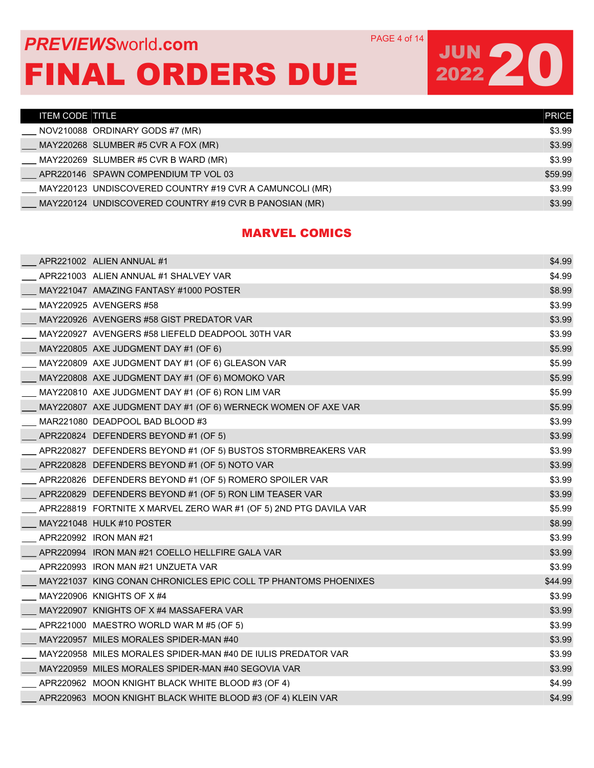# PREVIEWSworld.com FINAL ORDERS DUE

JUN 2022 20

| | ITEM CODE | TITLE | PRICE |
|---|---|---|---|
| ___ | NOV210088 | ORDINARY GODS #7 (MR) | $3.99 |
| ___ | MAY220268 | SLUMBER #5 CVR A FOX (MR) | $3.99 |
| ___ | MAY220269 | SLUMBER #5 CVR B WARD (MR) | $3.99 |
| ___ | APR220146 | SPAWN COMPENDIUM TP VOL 03 | $59.99 |
| ___ | MAY220123 | UNDISCOVERED COUNTRY #19 CVR A CAMUNCOLI (MR) | $3.99 |
| ___ | MAY220124 | UNDISCOVERED COUNTRY #19 CVR B PANOSIAN (MR) | $3.99 |

## MARVEL COMICS

| | ITEM CODE | TITLE | PRICE |
|---|---|---|---|
| ___ | APR221002 | ALIEN ANNUAL #1 | $4.99 |
| ___ | APR221003 | ALIEN ANNUAL #1 SHALVEY VAR | $4.99 |
| ___ | MAY221047 | AMAZING FANTASY #1000 POSTER | $8.99 |
| ___ | MAY220925 | AVENGERS #58 | $3.99 |
| ___ | MAY220926 | AVENGERS #58 GIST PREDATOR VAR | $3.99 |
| ___ | MAY220927 | AVENGERS #58 LIEFELD DEADPOOL 30TH VAR | $3.99 |
| ___ | MAY220805 | AXE JUDGMENT DAY #1 (OF 6) | $5.99 |
| ___ | MAY220809 | AXE JUDGMENT DAY #1 (OF 6) GLEASON VAR | $5.99 |
| ___ | MAY220808 | AXE JUDGMENT DAY #1 (OF 6) MOMOKO VAR | $5.99 |
| ___ | MAY220810 | AXE JUDGMENT DAY #1 (OF 6) RON LIM VAR | $5.99 |
| ___ | MAY220807 | AXE JUDGMENT DAY #1 (OF 6) WERNECK WOMEN OF AXE VAR | $5.99 |
| ___ | MAR221080 | DEADPOOL BAD BLOOD #3 | $3.99 |
| ___ | APR220824 | DEFENDERS BEYOND #1 (OF 5) | $3.99 |
| ___ | APR220827 | DEFENDERS BEYOND #1 (OF 5) BUSTOS STORMBREAKERS VAR | $3.99 |
| ___ | APR220828 | DEFENDERS BEYOND #1 (OF 5) NOTO VAR | $3.99 |
| ___ | APR220826 | DEFENDERS BEYOND #1 (OF 5) ROMERO SPOILER VAR | $3.99 |
| ___ | APR220829 | DEFENDERS BEYOND #1 (OF 5) RON LIM TEASER VAR | $3.99 |
| ___ | APR228819 | FORTNITE X MARVEL ZERO WAR #1 (OF 5) 2ND PTG DAVILA VAR | $5.99 |
| ___ | MAY221048 | HULK #10 POSTER | $8.99 |
| ___ | APR220992 | IRON MAN #21 | $3.99 |
| ___ | APR220994 | IRON MAN #21 COELLO HELLFIRE GALA VAR | $3.99 |
| ___ | APR220993 | IRON MAN #21 UNZUETA VAR | $3.99 |
| ___ | MAY221037 | KING CONAN CHRONICLES EPIC COLL TP PHANTOMS PHOENIXES | $44.99 |
| ___ | MAY220906 | KNIGHTS OF X #4 | $3.99 |
| ___ | MAY220907 | KNIGHTS OF X #4 MASSAFERA VAR | $3.99 |
| ___ | APR221000 | MAESTRO WORLD WAR M #5 (OF 5) | $3.99 |
| ___ | MAY220957 | MILES MORALES SPIDER-MAN #40 | $3.99 |
| ___ | MAY220958 | MILES MORALES SPIDER-MAN #40 DE IULIS PREDATOR VAR | $3.99 |
| ___ | MAY220959 | MILES MORALES SPIDER-MAN #40 SEGOVIA VAR | $3.99 |
| ___ | APR220962 | MOON KNIGHT BLACK WHITE BLOOD #3 (OF 4) | $4.99 |
| ___ | APR220963 | MOON KNIGHT BLACK WHITE BLOOD #3 (OF 4) KLEIN VAR | $4.99 |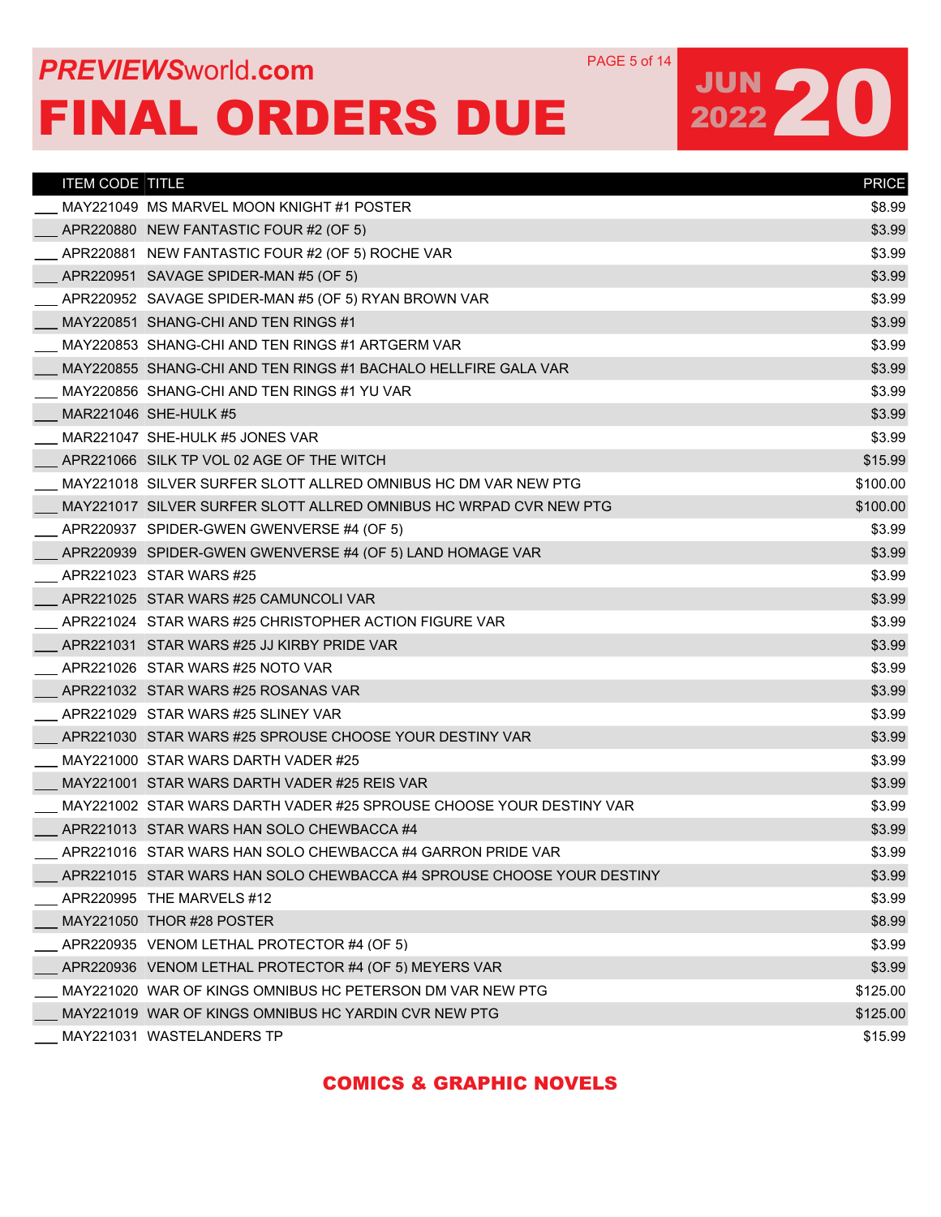# PREVIEWSworld.com FINAL ORDERS DUE

## JUN 2022 20

| | ITEM CODE | TITLE | PRICE |
|---|---|---|---|
| ___ | MAY221049 | MS MARVEL MOON KNIGHT #1 POSTER | $8.99 |
| ___ | APR220880 | NEW FANTASTIC FOUR #2 (OF 5) | $3.99 |
| ___ | APR220881 | NEW FANTASTIC FOUR #2 (OF 5) ROCHE VAR | $3.99 |
| ___ | APR220951 | SAVAGE SPIDER-MAN #5 (OF 5) | $3.99 |
| ___ | APR220952 | SAVAGE SPIDER-MAN #5 (OF 5) RYAN BROWN VAR | $3.99 |
| ___ | MAY220851 | SHANG-CHI AND TEN RINGS #1 | $3.99 |
| ___ | MAY220853 | SHANG-CHI AND TEN RINGS #1 ARTGERM VAR | $3.99 |
| ___ | MAY220855 | SHANG-CHI AND TEN RINGS #1 BACHALO HELLFIRE GALA VAR | $3.99 |
| ___ | MAY220856 | SHANG-CHI AND TEN RINGS #1 YU VAR | $3.99 |
| ___ | MAR221046 | SHE-HULK #5 | $3.99 |
| ___ | MAR221047 | SHE-HULK #5 JONES VAR | $3.99 |
| ___ | APR221066 | SILK TP VOL 02 AGE OF THE WITCH | $15.99 |
| ___ | MAY221018 | SILVER SURFER SLOTT ALLRED OMNIBUS HC DM VAR NEW PTG | $100.00 |
| ___ | MAY221017 | SILVER SURFER SLOTT ALLRED OMNIBUS HC WRPAD CVR NEW PTG | $100.00 |
| ___ | APR220937 | SPIDER-GWEN GWENVERSE #4 (OF 5) | $3.99 |
| ___ | APR220939 | SPIDER-GWEN GWENVERSE #4 (OF 5) LAND HOMAGE VAR | $3.99 |
| ___ | APR221023 | STAR WARS #25 | $3.99 |
| ___ | APR221025 | STAR WARS #25 CAMUNCOLI VAR | $3.99 |
| ___ | APR221024 | STAR WARS #25 CHRISTOPHER ACTION FIGURE VAR | $3.99 |
| ___ | APR221031 | STAR WARS #25 JJ KIRBY PRIDE VAR | $3.99 |
| ___ | APR221026 | STAR WARS #25 NOTO VAR | $3.99 |
| ___ | APR221032 | STAR WARS #25 ROSANAS VAR | $3.99 |
| ___ | APR221029 | STAR WARS #25 SLINEY VAR | $3.99 |
| ___ | APR221030 | STAR WARS #25 SPROUSE CHOOSE YOUR DESTINY VAR | $3.99 |
| ___ | MAY221000 | STAR WARS DARTH VADER #25 | $3.99 |
| ___ | MAY221001 | STAR WARS DARTH VADER #25 REIS VAR | $3.99 |
| ___ | MAY221002 | STAR WARS DARTH VADER #25 SPROUSE CHOOSE YOUR DESTINY VAR | $3.99 |
| ___ | APR221013 | STAR WARS HAN SOLO CHEWBACCA #4 | $3.99 |
| ___ | APR221016 | STAR WARS HAN SOLO CHEWBACCA #4 GARRON PRIDE VAR | $3.99 |
| ___ | APR221015 | STAR WARS HAN SOLO CHEWBACCA #4 SPROUSE CHOOSE YOUR DESTINY | $3.99 |
| ___ | APR220995 | THE MARVELS #12 | $3.99 |
| ___ | MAY221050 | THOR #28 POSTER | $8.99 |
| ___ | APR220935 | VENOM LETHAL PROTECTOR #4 (OF 5) | $3.99 |
| ___ | APR220936 | VENOM LETHAL PROTECTOR #4 (OF 5) MEYERS VAR | $3.99 |
| ___ | MAY221020 | WAR OF KINGS OMNIBUS HC PETERSON DM VAR NEW PTG | $125.00 |
| ___ | MAY221019 | WAR OF KINGS OMNIBUS HC YARDIN CVR NEW PTG | $125.00 |
| ___ | MAY221031 | WASTELANDERS TP | $15.99 |

COMICS & GRAPHIC NOVELS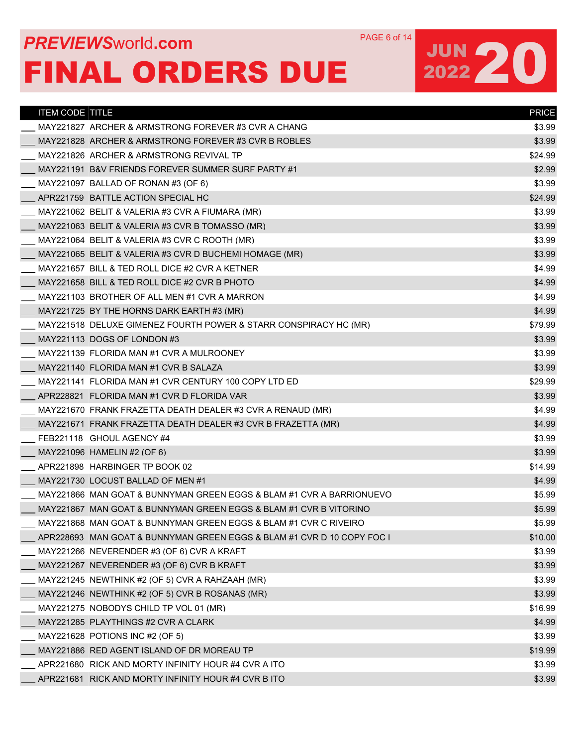# PREVIEWSworld.com

# FINAL ORDERS DUE

## JUN 2022 20

| | ITEM CODE | TITLE | PRICE |
|---|---|---|---|
| ___ | MAY221827 | ARCHER & ARMSTRONG FOREVER #3 CVR A CHANG | $3.99 |
| ___ | MAY221828 | ARCHER & ARMSTRONG FOREVER #3 CVR B ROBLES | $3.99 |
| ___ | MAY221826 | ARCHER & ARMSTRONG REVIVAL TP | $24.99 |
| ___ | MAY221191 | B&V FRIENDS FOREVER SUMMER SURF PARTY #1 | $2.99 |
| ___ | MAY221097 | BALLAD OF RONAN #3 (OF 6) | $3.99 |
| ___ | APR221759 | BATTLE ACTION SPECIAL HC | $24.99 |
| ___ | MAY221062 | BELIT & VALERIA #3 CVR A FIUMARA (MR) | $3.99 |
| ___ | MAY221063 | BELIT & VALERIA #3 CVR B TOMASSO (MR) | $3.99 |
| ___ | MAY221064 | BELIT & VALERIA #3 CVR C ROOTH (MR) | $3.99 |
| ___ | MAY221065 | BELIT & VALERIA #3 CVR D BUCHEMI HOMAGE (MR) | $3.99 |
| ___ | MAY221657 | BILL & TED ROLL DICE #2 CVR A KETNER | $4.99 |
| ___ | MAY221658 | BILL & TED ROLL DICE #2 CVR B PHOTO | $4.99 |
| ___ | MAY221103 | BROTHER OF ALL MEN #1 CVR A MARRON | $4.99 |
| ___ | MAY221725 | BY THE HORNS DARK EARTH #3 (MR) | $4.99 |
| ___ | MAY221518 | DELUXE GIMENEZ FOURTH POWER & STARR CONSPIRACY HC (MR) | $79.99 |
| ___ | MAY221113 | DOGS OF LONDON #3 | $3.99 |
| ___ | MAY221139 | FLORIDA MAN #1 CVR A MULROONEY | $3.99 |
| ___ | MAY221140 | FLORIDA MAN #1 CVR B SALAZA | $3.99 |
| ___ | MAY221141 | FLORIDA MAN #1 CVR CENTURY 100 COPY LTD ED | $29.99 |
| ___ | APR228821 | FLORIDA MAN #1 CVR D FLORIDA VAR | $3.99 |
| ___ | MAY221670 | FRANK FRAZETTA DEATH DEALER #3 CVR A RENAUD (MR) | $4.99 |
| ___ | MAY221671 | FRANK FRAZETTA DEATH DEALER #3 CVR B FRAZETTA (MR) | $4.99 |
| ___ | FEB221118 | GHOUL AGENCY #4 | $3.99 |
| ___ | MAY221096 | HAMELIN #2 (OF 6) | $3.99 |
| ___ | APR221898 | HARBINGER TP BOOK 02 | $14.99 |
| ___ | MAY221730 | LOCUST BALLAD OF MEN #1 | $4.99 |
| ___ | MAY221866 | MAN GOAT & BUNNYMAN GREEN EGGS & BLAM #1 CVR A BARRIONUEVO | $5.99 |
| ___ | MAY221867 | MAN GOAT & BUNNYMAN GREEN EGGS & BLAM #1 CVR B VITORINO | $5.99 |
| ___ | MAY221868 | MAN GOAT & BUNNYMAN GREEN EGGS & BLAM #1 CVR C RIVEIRO | $5.99 |
| ___ | APR228693 | MAN GOAT & BUNNYMAN GREEN EGGS & BLAM #1 CVR D 10 COPY FOC I | $10.00 |
| ___ | MAY221266 | NEVERENDER #3 (OF 6) CVR A KRAFT | $3.99 |
| ___ | MAY221267 | NEVERENDER #3 (OF 6) CVR B KRAFT | $3.99 |
| ___ | MAY221245 | NEWTHINK #2 (OF 5) CVR A RAHZAAH (MR) | $3.99 |
| ___ | MAY221246 | NEWTHINK #2 (OF 5) CVR B ROSANAS (MR) | $3.99 |
| ___ | MAY221275 | NOBODYS CHILD TP VOL 01 (MR) | $16.99 |
| ___ | MAY221285 | PLAYTHINGS #2 CVR A CLARK | $4.99 |
| ___ | MAY221628 | POTIONS INC #2 (OF 5) | $3.99 |
| ___ | MAY221886 | RED AGENT ISLAND OF DR MOREAU TP | $19.99 |
| ___ | APR221680 | RICK AND MORTY INFINITY HOUR #4 CVR A ITO | $3.99 |
| ___ | APR221681 | RICK AND MORTY INFINITY HOUR #4 CVR B ITO | $3.99 |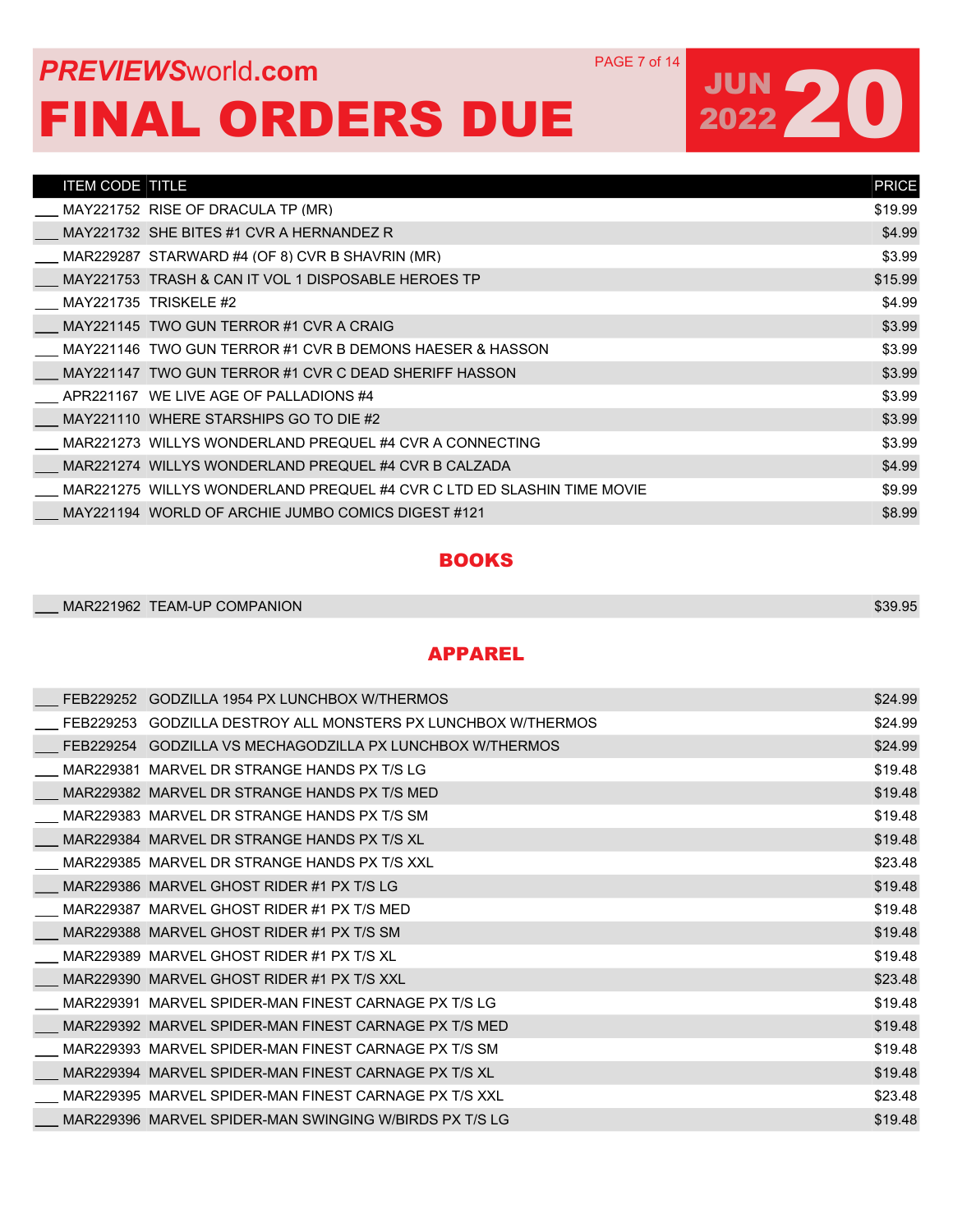# PREVIEWSworld.com FINAL ORDERS DUE

## JUN 2022 20

| ITEM CODE | TITLE | PRICE |
|---|---|---|
| ___ MAY221752 | RISE OF DRACULA TP (MR) | $19.99 |
| ___ MAY221732 | SHE BITES #1 CVR A HERNANDEZ R | $4.99 |
| ___ MAR229287 | STARWARD #4 (OF 8) CVR B SHAVRIN (MR) | $3.99 |
| ___ MAY221753 | TRASH & CAN IT VOL 1 DISPOSABLE HEROES TP | $15.99 |
| ___ MAY221735 | TRISKELE #2 | $4.99 |
| ___ MAY221145 | TWO GUN TERROR #1 CVR A CRAIG | $3.99 |
| ___ MAY221146 | TWO GUN TERROR #1 CVR B DEMONS HAESER & HASSON | $3.99 |
| ___ MAY221147 | TWO GUN TERROR #1 CVR C DEAD SHERIFF HASSON | $3.99 |
| ___ APR221167 | WE LIVE AGE OF PALLADIONS #4 | $3.99 |
| ___ MAY221110 | WHERE STARSHIPS GO TO DIE #2 | $3.99 |
| ___ MAR221273 | WILLYS WONDERLAND PREQUEL #4 CVR A CONNECTING | $3.99 |
| ___ MAR221274 | WILLYS WONDERLAND PREQUEL #4 CVR B CALZADA | $4.99 |
| ___ MAR221275 | WILLYS WONDERLAND PREQUEL #4 CVR C LTD ED SLASHIN TIME MOVIE | $9.99 |
| ___ MAY221194 | WORLD OF ARCHIE JUMBO COMICS DIGEST #121 | $8.99 |

## BOOKS

| ITEM CODE | TITLE | PRICE |
|---|---|---|
| ___ MAR221962 | TEAM-UP COMPANION | $39.95 |

## APPAREL

| ITEM CODE | TITLE | PRICE |
|---|---|---|
| ___ FEB229252 | GODZILLA 1954 PX LUNCHBOX W/THERMOS | $24.99 |
| ___ FEB229253 | GODZILLA DESTROY ALL MONSTERS PX LUNCHBOX W/THERMOS | $24.99 |
| ___ FEB229254 | GODZILLA VS MECHAGODZILLA PX LUNCHBOX W/THERMOS | $24.99 |
| ___ MAR229381 | MARVEL DR STRANGE HANDS PX T/S LG | $19.48 |
| ___ MAR229382 | MARVEL DR STRANGE HANDS PX T/S MED | $19.48 |
| ___ MAR229383 | MARVEL DR STRANGE HANDS PX T/S SM | $19.48 |
| ___ MAR229384 | MARVEL DR STRANGE HANDS PX T/S XL | $19.48 |
| ___ MAR229385 | MARVEL DR STRANGE HANDS PX T/S XXL | $23.48 |
| ___ MAR229386 | MARVEL GHOST RIDER #1 PX T/S LG | $19.48 |
| ___ MAR229387 | MARVEL GHOST RIDER #1 PX T/S MED | $19.48 |
| ___ MAR229388 | MARVEL GHOST RIDER #1 PX T/S SM | $19.48 |
| ___ MAR229389 | MARVEL GHOST RIDER #1 PX T/S XL | $19.48 |
| ___ MAR229390 | MARVEL GHOST RIDER #1 PX T/S XXL | $23.48 |
| ___ MAR229391 | MARVEL SPIDER-MAN FINEST CARNAGE PX T/S LG | $19.48 |
| ___ MAR229392 | MARVEL SPIDER-MAN FINEST CARNAGE PX T/S MED | $19.48 |
| ___ MAR229393 | MARVEL SPIDER-MAN FINEST CARNAGE PX T/S SM | $19.48 |
| ___ MAR229394 | MARVEL SPIDER-MAN FINEST CARNAGE PX T/S XL | $19.48 |
| ___ MAR229395 | MARVEL SPIDER-MAN FINEST CARNAGE PX T/S XXL | $23.48 |
| ___ MAR229396 | MARVEL SPIDER-MAN SWINGING W/BIRDS PX T/S LG | $19.48 |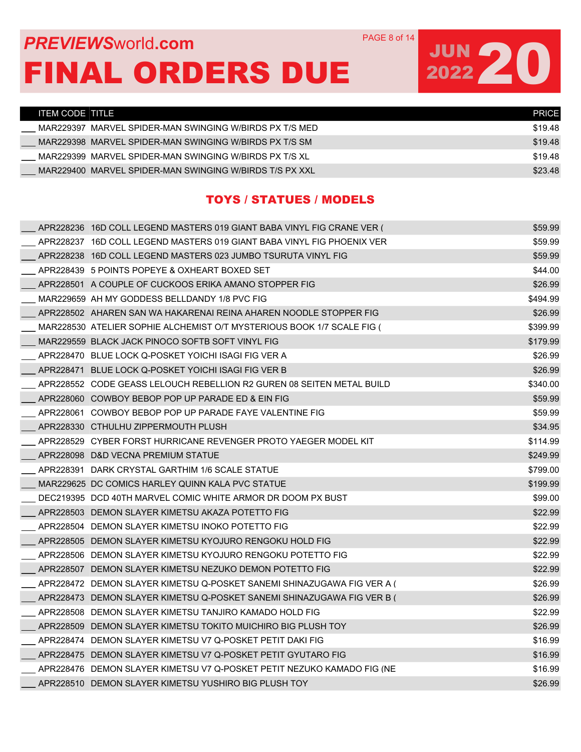# PREVIEWSworld.com FINAL ORDERS DUE

JUN 2022 20

| ITEM CODE | TITLE | PRICE |
|---|---|---|
| MAR229397 | MARVEL SPIDER-MAN SWINGING W/BIRDS PX T/S MED | $19.48 |
| MAR229398 | MARVEL SPIDER-MAN SWINGING W/BIRDS PX T/S SM | $19.48 |
| MAR229399 | MARVEL SPIDER-MAN SWINGING W/BIRDS PX T/S XL | $19.48 |
| MAR229400 | MARVEL SPIDER-MAN SWINGING W/BIRDS T/S PX XXL | $23.48 |

## TOYS / STATUES / MODELS

| ITEM CODE | TITLE | PRICE |
|---|---|---|
| APR228236 | 16D COLL LEGEND MASTERS 019 GIANT BABA VINYL FIG CRANE VER ( | $59.99 |
| APR228237 | 16D COLL LEGEND MASTERS 019 GIANT BABA VINYL FIG PHOENIX VER | $59.99 |
| APR228238 | 16D COLL LEGEND MASTERS 023 JUMBO TSURUTA VINYL FIG | $59.99 |
| APR228439 | 5 POINTS POPEYE & OXHEART BOXED SET | $44.00 |
| APR228501 | A COUPLE OF CUCKOOS ERIKA AMANO STOPPER FIG | $26.99 |
| MAR229659 | AH MY GODDESS BELLDANDY 1/8 PVC FIG | $494.99 |
| APR228502 | AHAREN SAN WA HAKARENAI REINA AHAREN NOODLE STOPPER FIG | $26.99 |
| MAR228530 | ATELIER SOPHIE ALCHEMIST O/T MYSTERIOUS BOOK 1/7 SCALE FIG ( | $399.99 |
| MAR229559 | BLACK JACK PINOCO SOFTB SOFT VINYL FIG | $179.99 |
| APR228470 | BLUE LOCK Q-POSKET YOICHI ISAGI FIG VER A | $26.99 |
| APR228471 | BLUE LOCK Q-POSKET YOICHI ISAGI FIG VER B | $26.99 |
| APR228552 | CODE GEASS LELOUCH REBELLION R2 GUREN 08 SEITEN METAL BUILD | $340.00 |
| APR228060 | COWBOY BEBOP POP UP PARADE ED & EIN FIG | $59.99 |
| APR228061 | COWBOY BEBOP POP UP PARADE FAYE VALENTINE FIG | $59.99 |
| APR228330 | CTHULHU ZIPPERMOUTH PLUSH | $34.95 |
| APR228529 | CYBER FORST HURRICANE REVENGER PROTO YAEGER MODEL KIT | $114.99 |
| APR228098 | D&D VECNA PREMIUM STATUE | $249.99 |
| APR228391 | DARK CRYSTAL GARTHIM 1/6 SCALE STATUE | $799.00 |
| MAR229625 | DC COMICS HARLEY QUINN KALA PVC STATUE | $199.99 |
| DEC219395 | DCD 40TH MARVEL COMIC WHITE ARMOR DR DOOM PX BUST | $99.00 |
| APR228503 | DEMON SLAYER KIMETSU AKAZA POTETTO FIG | $22.99 |
| APR228504 | DEMON SLAYER KIMETSU INOKO POTETTO FIG | $22.99 |
| APR228505 | DEMON SLAYER KIMETSU KYOJURO RENGOKU HOLD FIG | $22.99 |
| APR228506 | DEMON SLAYER KIMETSU KYOJURO RENGOKU POTETTO FIG | $22.99 |
| APR228507 | DEMON SLAYER KIMETSU NEZUKO DEMON POTETTO FIG | $22.99 |
| APR228472 | DEMON SLAYER KIMETSU Q-POSKET SANEMI SHINAZUGAWA FIG VER A ( | $26.99 |
| APR228473 | DEMON SLAYER KIMETSU Q-POSKET SANEMI SHINAZUGAWA FIG VER B ( | $26.99 |
| APR228508 | DEMON SLAYER KIMETSU TANJIRO KAMADO HOLD FIG | $22.99 |
| APR228509 | DEMON SLAYER KIMETSU TOKITO MUICHIRO BIG PLUSH TOY | $26.99 |
| APR228474 | DEMON SLAYER KIMETSU V7 Q-POSKET PETIT DAKI FIG | $16.99 |
| APR228475 | DEMON SLAYER KIMETSU V7 Q-POSKET PETIT GYUTARO FIG | $16.99 |
| APR228476 | DEMON SLAYER KIMETSU V7 Q-POSKET PETIT NEZUKO KAMADO FIG (NE | $16.99 |
| APR228510 | DEMON SLAYER KIMETSU YUSHIRO BIG PLUSH TOY | $26.99 |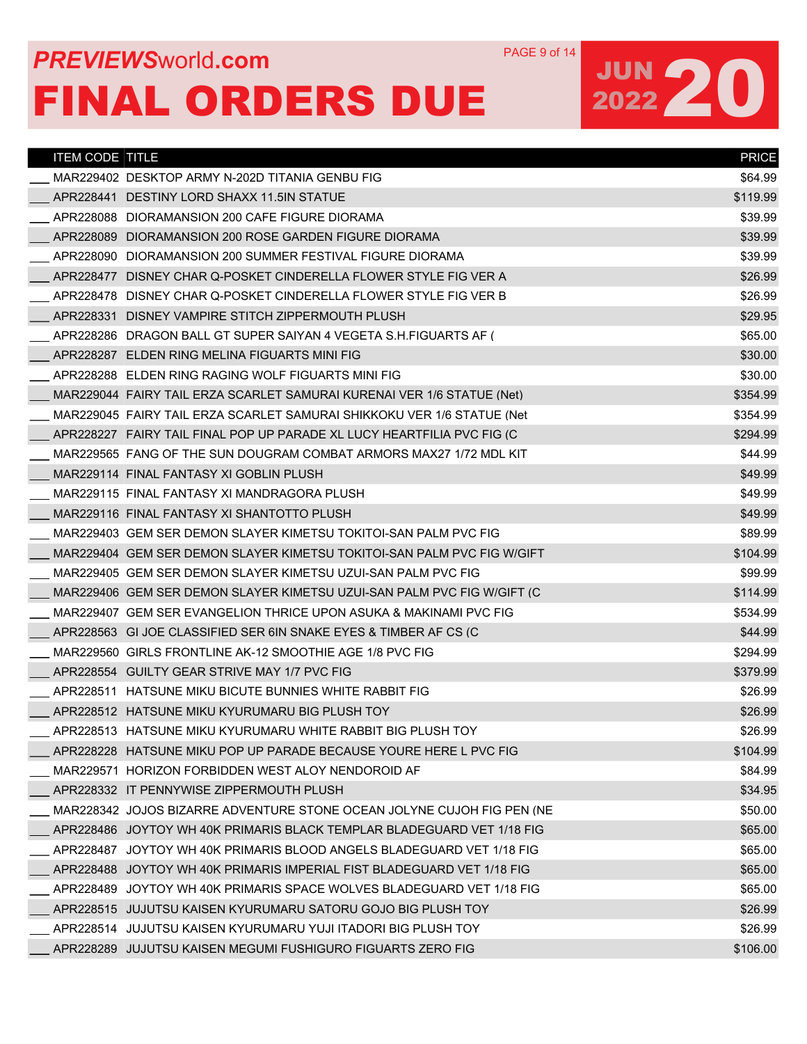# PREVIEWSworld.com

# FINAL ORDERS DUE

JUN 2022 20

| ITEM CODE | TITLE | PRICE |
|---|---|---|
| MAR229402 | DESKTOP ARMY N-202D TITANIA GENBU FIG | $64.99 |
| APR228441 | DESTINY LORD SHAXX 11.5IN STATUE | $119.99 |
| APR228088 | DIORAMANSION 200 CAFE FIGURE DIORAMA | $39.99 |
| APR228089 | DIORAMANSION 200 ROSE GARDEN FIGURE DIORAMA | $39.99 |
| APR228090 | DIORAMANSION 200 SUMMER FESTIVAL FIGURE DIORAMA | $39.99 |
| APR228477 | DISNEY CHAR Q-POSKET CINDERELLA FLOWER STYLE FIG VER A | $26.99 |
| APR228478 | DISNEY CHAR Q-POSKET CINDERELLA FLOWER STYLE FIG VER B | $26.99 |
| APR228331 | DISNEY VAMPIRE STITCH ZIPPERMOUTH PLUSH | $29.95 |
| APR228286 | DRAGON BALL GT SUPER SAIYAN 4 VEGETA S.H.FIGUARTS AF ( | $65.00 |
| APR228287 | ELDEN RING MELINA FIGUARTS MINI FIG | $30.00 |
| APR228288 | ELDEN RING RAGING WOLF FIGUARTS MINI FIG | $30.00 |
| MAR229044 | FAIRY TAIL ERZA SCARLET SAMURAI KURENAI VER 1/6 STATUE (Net) | $354.99 |
| MAR229045 | FAIRY TAIL ERZA SCARLET SAMURAI SHIKKOKU VER 1/6 STATUE (Net | $354.99 |
| APR228227 | FAIRY TAIL FINAL POP UP PARADE XL LUCY HEARTFILIA PVC FIG (C | $294.99 |
| MAR229565 | FANG OF THE SUN DOUGRAM COMBAT ARMORS MAX27 1/72 MDL KIT | $44.99 |
| MAR229114 | FINAL FANTASY XI GOBLIN PLUSH | $49.99 |
| MAR229115 | FINAL FANTASY XI MANDRAGORA PLUSH | $49.99 |
| MAR229116 | FINAL FANTASY XI SHANTOTTO PLUSH | $49.99 |
| MAR229403 | GEM SER DEMON SLAYER KIMETSU TOKITOI-SAN PALM PVC FIG | $89.99 |
| MAR229404 | GEM SER DEMON SLAYER KIMETSU TOKITOI-SAN PALM PVC FIG W/GIFT | $104.99 |
| MAR229405 | GEM SER DEMON SLAYER KIMETSU UZUI-SAN PALM PVC FIG | $99.99 |
| MAR229406 | GEM SER DEMON SLAYER KIMETSU UZUI-SAN PALM PVC FIG W/GIFT (C | $114.99 |
| MAR229407 | GEM SER EVANGELION THRICE UPON ASUKA & MAKINAMI PVC FIG | $534.99 |
| APR228563 | GI JOE CLASSIFIED SER 6IN SNAKE EYES & TIMBER AF CS (C | $44.99 |
| MAR229560 | GIRLS FRONTLINE AK-12 SMOOTHIE AGE 1/8 PVC FIG | $294.99 |
| APR228554 | GUILTY GEAR STRIVE MAY 1/7 PVC FIG | $379.99 |
| APR228511 | HATSUNE MIKU BICUTE BUNNIES WHITE RABBIT FIG | $26.99 |
| APR228512 | HATSUNE MIKU KYURUMARU BIG PLUSH TOY | $26.99 |
| APR228513 | HATSUNE MIKU KYURUMARU WHITE RABBIT BIG PLUSH TOY | $26.99 |
| APR228228 | HATSUNE MIKU POP UP PARADE BECAUSE YOURE HERE L PVC FIG | $104.99 |
| MAR229571 | HORIZON FORBIDDEN WEST ALOY NENDOROID AF | $84.99 |
| APR228332 | IT PENNYWISE ZIPPERMOUTH PLUSH | $34.95 |
| MAR228342 | JOJOS BIZARRE ADVENTURE STONE OCEAN JOLYNE CUJOH FIG PEN (NE | $50.00 |
| APR228486 | JOYTOY WH 40K PRIMARIS BLACK TEMPLAR BLADEGUARD VET 1/18 FIG | $65.00 |
| APR228487 | JOYTOY WH 40K PRIMARIS BLOOD ANGELS BLADEGUARD VET 1/18 FIG | $65.00 |
| APR228488 | JOYTOY WH 40K PRIMARIS IMPERIAL FIST BLADEGUARD VET 1/18 FIG | $65.00 |
| APR228489 | JOYTOY WH 40K PRIMARIS SPACE WOLVES BLADEGUARD VET 1/18 FIG | $65.00 |
| APR228515 | JUJUTSU KAISEN KYURUMARU SATORU GOJO BIG PLUSH TOY | $26.99 |
| APR228514 | JUJUTSU KAISEN KYURUMARU YUJI ITADORI BIG PLUSH TOY | $26.99 |
| APR228289 | JUJUTSU KAISEN MEGUMI FUSHIGURO FIGUARTS ZERO FIG | $106.00 |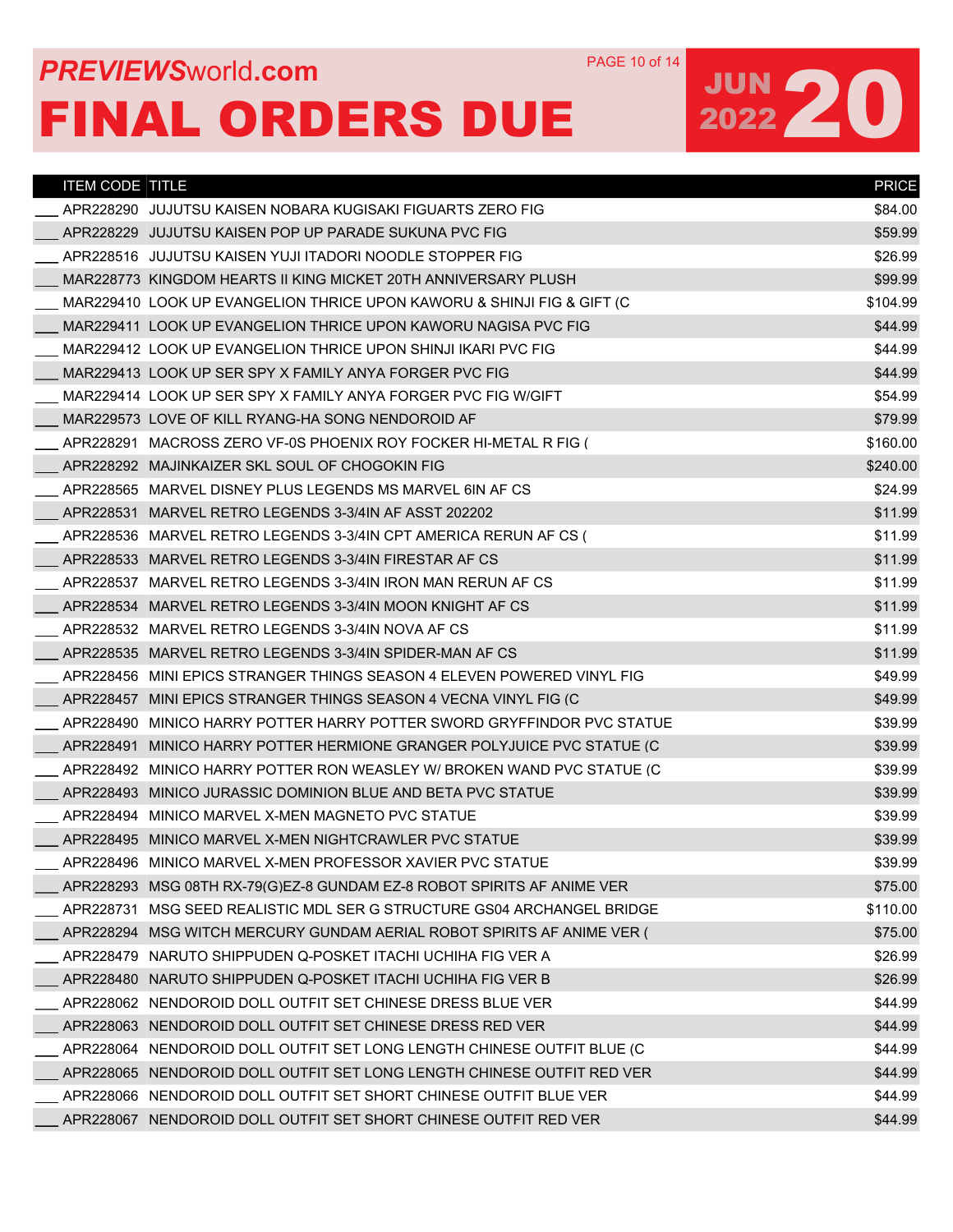**PREVIEWS**world.com

# FINAL ORDERS DUE

JUN 2022 **20**

| ITEM CODE | TITLE | PRICE |
|---|---|---|
| ___ APR228290 | JUJUTSU KAISEN NOBARA KUGISAKI FIGUARTS ZERO FIG | $84.00 |
| ___ APR228229 | JUJUTSU KAISEN POP UP PARADE SUKUNA PVC FIG | $59.99 |
| ___ APR228516 | JUJUTSU KAISEN YUJI ITADORI NOODLE STOPPER FIG | $26.99 |
| ___ MAR228773 | KINGDOM HEARTS II KING MICKET 20TH ANNIVERSARY PLUSH | $99.99 |
| ___ MAR229410 | LOOK UP EVANGELION THRICE UPON KAWORU & SHINJI FIG & GIFT (C | $104.99 |
| ___ MAR229411 | LOOK UP EVANGELION THRICE UPON KAWORU NAGISA PVC FIG | $44.99 |
| ___ MAR229412 | LOOK UP EVANGELION THRICE UPON SHINJI IKARI PVC FIG | $44.99 |
| ___ MAR229413 | LOOK UP SER SPY X FAMILY ANYA FORGER PVC FIG | $44.99 |
| ___ MAR229414 | LOOK UP SER SPY X FAMILY ANYA FORGER PVC FIG W/GIFT | $54.99 |
| ___ MAR229573 | LOVE OF KILL RYANG-HA SONG NENDOROID AF | $79.99 |
| ___ APR228291 | MACROSS ZERO VF-0S PHOENIX ROY FOCKER HI-METAL R FIG ( | $160.00 |
| ___ APR228292 | MAJINKAIZER SKL SOUL OF CHOGOKIN FIG | $240.00 |
| ___ APR228565 | MARVEL DISNEY PLUS LEGENDS MS MARVEL 6IN AF CS | $24.99 |
| ___ APR228531 | MARVEL RETRO LEGENDS 3-3/4IN AF ASST 202202 | $11.99 |
| ___ APR228536 | MARVEL RETRO LEGENDS 3-3/4IN CPT AMERICA RERUN AF CS ( | $11.99 |
| ___ APR228533 | MARVEL RETRO LEGENDS 3-3/4IN FIRESTAR AF CS | $11.99 |
| ___ APR228537 | MARVEL RETRO LEGENDS 3-3/4IN IRON MAN RERUN AF CS | $11.99 |
| ___ APR228534 | MARVEL RETRO LEGENDS 3-3/4IN MOON KNIGHT AF CS | $11.99 |
| ___ APR228532 | MARVEL RETRO LEGENDS 3-3/4IN NOVA AF CS | $11.99 |
| ___ APR228535 | MARVEL RETRO LEGENDS 3-3/4IN SPIDER-MAN AF CS | $11.99 |
| ___ APR228456 | MINI EPICS STRANGER THINGS SEASON 4 ELEVEN POWERED VINYL FIG | $49.99 |
| ___ APR228457 | MINI EPICS STRANGER THINGS SEASON 4 VECNA VINYL FIG (C | $49.99 |
| ___ APR228490 | MINICO HARRY POTTER HARRY POTTER SWORD GRYFFINDOR PVC STATUE | $39.99 |
| ___ APR228491 | MINICO HARRY POTTER HERMIONE GRANGER POLYJUICE PVC STATUE (C | $39.99 |
| ___ APR228492 | MINICO HARRY POTTER RON WEASLEY W/ BROKEN WAND PVC STATUE (C | $39.99 |
| ___ APR228493 | MINICO JURASSIC DOMINION BLUE AND BETA PVC STATUE | $39.99 |
| ___ APR228494 | MINICO MARVEL X-MEN MAGNETO PVC STATUE | $39.99 |
| ___ APR228495 | MINICO MARVEL X-MEN NIGHTCRAWLER PVC STATUE | $39.99 |
| ___ APR228496 | MINICO MARVEL X-MEN PROFESSOR XAVIER PVC STATUE | $39.99 |
| ___ APR228293 | MSG 08TH RX-79(G)EZ-8 GUNDAM EZ-8 ROBOT SPIRITS AF ANIME VER | $75.00 |
| ___ APR228731 | MSG SEED REALISTIC MDL SER G STRUCTURE GS04 ARCHANGEL BRIDGE | $110.00 |
| ___ APR228294 | MSG WITCH MERCURY GUNDAM AERIAL ROBOT SPIRITS AF ANIME VER ( | $75.00 |
| ___ APR228479 | NARUTO SHIPPUDEN Q-POSKET ITACHI UCHIHA FIG VER A | $26.99 |
| ___ APR228480 | NARUTO SHIPPUDEN Q-POSKET ITACHI UCHIHA FIG VER B | $26.99 |
| ___ APR228062 | NENDOROID DOLL OUTFIT SET CHINESE DRESS BLUE VER | $44.99 |
| ___ APR228063 | NENDOROID DOLL OUTFIT SET CHINESE DRESS RED VER | $44.99 |
| ___ APR228064 | NENDOROID DOLL OUTFIT SET LONG LENGTH CHINESE OUTFIT BLUE (C | $44.99 |
| ___ APR228065 | NENDOROID DOLL OUTFIT SET LONG LENGTH CHINESE OUTFIT RED VER | $44.99 |
| ___ APR228066 | NENDOROID DOLL OUTFIT SET SHORT CHINESE OUTFIT BLUE VER | $44.99 |
| ___ APR228067 | NENDOROID DOLL OUTFIT SET SHORT CHINESE OUTFIT RED VER | $44.99 |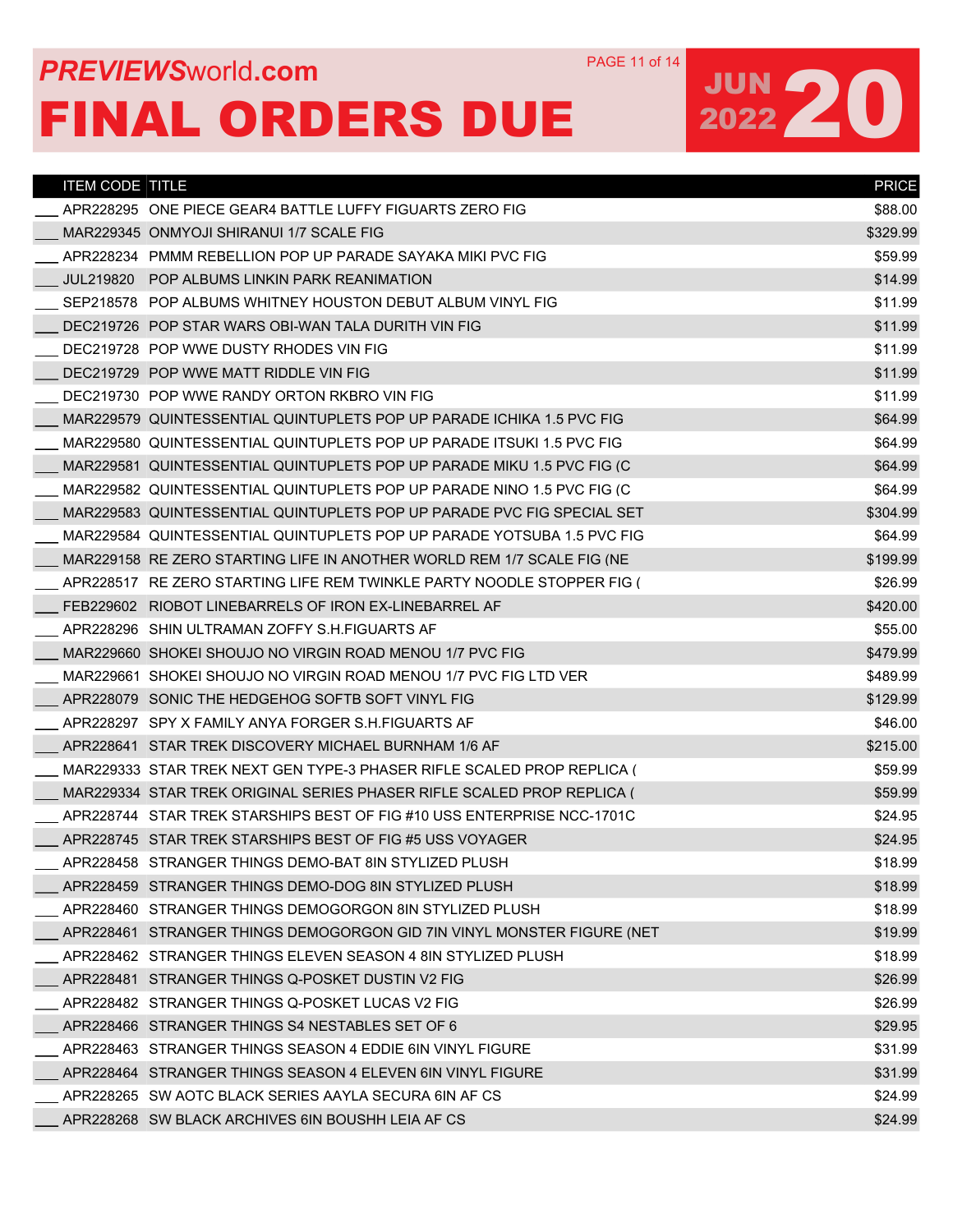# PREVIEWSworld.com

# FINAL ORDERS DUE

## JUN 2022 20

| ITEM CODE | TITLE | PRICE |
|---|---|---|
| ___ APR228295 | ONE PIECE GEAR4 BATTLE LUFFY FIGUARTS ZERO FIG | $88.00 |
| ___ MAR229345 | ONMYOJI SHIRANUI 1/7 SCALE FIG | $329.99 |
| ___ APR228234 | PMMM REBELLION POP UP PARADE SAYAKA MIKI PVC FIG | $59.99 |
| ___ JUL219820 | POP ALBUMS LINKIN PARK REANIMATION | $14.99 |
| ___ SEP218578 | POP ALBUMS WHITNEY HOUSTON DEBUT ALBUM VINYL FIG | $11.99 |
| ___ DEC219726 | POP STAR WARS OBI-WAN TALA DURITH VIN FIG | $11.99 |
| ___ DEC219728 | POP WWE DUSTY RHODES VIN FIG | $11.99 |
| ___ DEC219729 | POP WWE MATT RIDDLE VIN FIG | $11.99 |
| ___ DEC219730 | POP WWE RANDY ORTON RKBRO VIN FIG | $11.99 |
| ___ MAR229579 | QUINTESSENTIAL QUINTUPLETS POP UP PARADE ICHIKA 1.5 PVC FIG | $64.99 |
| ___ MAR229580 | QUINTESSENTIAL QUINTUPLETS POP UP PARADE ITSUKI 1.5 PVC FIG | $64.99 |
| ___ MAR229581 | QUINTESSENTIAL QUINTUPLETS POP UP PARADE MIKU 1.5 PVC FIG (C | $64.99 |
| ___ MAR229582 | QUINTESSENTIAL QUINTUPLETS POP UP PARADE NINO 1.5 PVC FIG (C | $64.99 |
| ___ MAR229583 | QUINTESSENTIAL QUINTUPLETS POP UP PARADE PVC FIG SPECIAL SET | $304.99 |
| ___ MAR229584 | QUINTESSENTIAL QUINTUPLETS POP UP PARADE YOTSUBA 1.5 PVC FIG | $64.99 |
| ___ MAR229158 | RE ZERO STARTING LIFE IN ANOTHER WORLD REM 1/7 SCALE FIG (NE | $199.99 |
| ___ APR228517 | RE ZERO STARTING LIFE REM TWINKLE PARTY NOODLE STOPPER FIG ( | $26.99 |
| ___ FEB229602 | RIOBOT LINEBARRELS OF IRON EX-LINEBARREL AF | $420.00 |
| ___ APR228296 | SHIN ULTRAMAN ZOFFY S.H.FIGUARTS AF | $55.00 |
| ___ MAR229660 | SHOKEI SHOUJO NO VIRGIN ROAD MENOU 1/7 PVC FIG | $479.99 |
| ___ MAR229661 | SHOKEI SHOUJO NO VIRGIN ROAD MENOU 1/7 PVC FIG LTD VER | $489.99 |
| ___ APR228079 | SONIC THE HEDGEHOG SOFTB SOFT VINYL FIG | $129.99 |
| ___ APR228297 | SPY X FAMILY ANYA FORGER S.H.FIGUARTS AF | $46.00 |
| ___ APR228641 | STAR TREK DISCOVERY MICHAEL BURNHAM 1/6 AF | $215.00 |
| ___ MAR229333 | STAR TREK NEXT GEN TYPE-3 PHASER RIFLE SCALED PROP REPLICA ( | $59.99 |
| ___ MAR229334 | STAR TREK ORIGINAL SERIES PHASER RIFLE SCALED PROP REPLICA ( | $59.99 |
| ___ APR228744 | STAR TREK STARSHIPS BEST OF FIG #10 USS ENTERPRISE NCC-1701C | $24.95 |
| ___ APR228745 | STAR TREK STARSHIPS BEST OF FIG #5 USS VOYAGER | $24.95 |
| ___ APR228458 | STRANGER THINGS DEMO-BAT 8IN STYLIZED PLUSH | $18.99 |
| ___ APR228459 | STRANGER THINGS DEMO-DOG 8IN STYLIZED PLUSH | $18.99 |
| ___ APR228460 | STRANGER THINGS DEMOGORGON 8IN STYLIZED PLUSH | $18.99 |
| ___ APR228461 | STRANGER THINGS DEMOGORGON GID 7IN VINYL MONSTER FIGURE (NET | $19.99 |
| ___ APR228462 | STRANGER THINGS ELEVEN SEASON 4 8IN STYLIZED PLUSH | $18.99 |
| ___ APR228481 | STRANGER THINGS Q-POSKET DUSTIN V2 FIG | $26.99 |
| ___ APR228482 | STRANGER THINGS Q-POSKET LUCAS V2 FIG | $26.99 |
| ___ APR228466 | STRANGER THINGS S4 NESTABLES SET OF 6 | $29.95 |
| ___ APR228463 | STRANGER THINGS SEASON 4 EDDIE 6IN VINYL FIGURE | $31.99 |
| ___ APR228464 | STRANGER THINGS SEASON 4 ELEVEN 6IN VINYL FIGURE | $31.99 |
| ___ APR228265 | SW AOTC BLACK SERIES AAYLA SECURA 6IN AF CS | $24.99 |
| ___ APR228268 | SW BLACK ARCHIVES 6IN BOUSHH LEIA AF CS | $24.99 |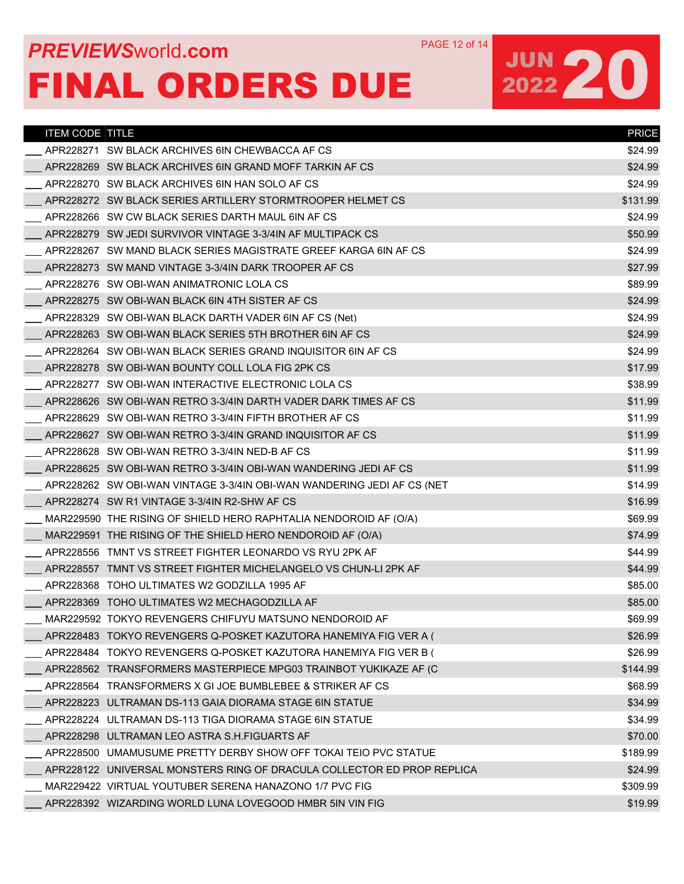# PREVIEWSworld.com FINAL ORDERS DUE

JUN 2022 20

| ITEM CODE | TITLE | PRICE |
|---|---|---|
| APR228271 | SW BLACK ARCHIVES 6IN CHEWBACCA AF CS | $24.99 |
| APR228269 | SW BLACK ARCHIVES 6IN GRAND MOFF TARKIN AF CS | $24.99 |
| APR228270 | SW BLACK ARCHIVES 6IN HAN SOLO AF CS | $24.99 |
| APR228272 | SW BLACK SERIES ARTILLERY STORMTROOPER HELMET CS | $131.99 |
| APR228266 | SW CW BLACK SERIES DARTH MAUL 6IN AF CS | $24.99 |
| APR228279 | SW JEDI SURVIVOR VINTAGE 3-3/4IN AF MULTIPACK CS | $50.99 |
| APR228267 | SW MAND BLACK SERIES MAGISTRATE GREEF KARGA 6IN AF CS | $24.99 |
| APR228273 | SW MAND VINTAGE 3-3/4IN DARK TROOPER AF CS | $27.99 |
| APR228276 | SW OBI-WAN ANIMATRONIC LOLA CS | $89.99 |
| APR228275 | SW OBI-WAN BLACK 6IN 4TH SISTER AF CS | $24.99 |
| APR228329 | SW OBI-WAN BLACK DARTH VADER 6IN AF CS (Net) | $24.99 |
| APR228263 | SW OBI-WAN BLACK SERIES 5TH BROTHER 6IN AF CS | $24.99 |
| APR228264 | SW OBI-WAN BLACK SERIES GRAND INQUISITOR 6IN AF CS | $24.99 |
| APR228278 | SW OBI-WAN BOUNTY COLL LOLA FIG 2PK CS | $17.99 |
| APR228277 | SW OBI-WAN INTERACTIVE ELECTRONIC LOLA CS | $38.99 |
| APR228626 | SW OBI-WAN RETRO 3-3/4IN DARTH VADER DARK TIMES AF CS | $11.99 |
| APR228629 | SW OBI-WAN RETRO 3-3/4IN FIFTH BROTHER AF CS | $11.99 |
| APR228627 | SW OBI-WAN RETRO 3-3/4IN GRAND INQUISITOR AF CS | $11.99 |
| APR228628 | SW OBI-WAN RETRO 3-3/4IN NED-B AF CS | $11.99 |
| APR228625 | SW OBI-WAN RETRO 3-3/4IN OBI-WAN WANDERING JEDI AF CS | $11.99 |
| APR228262 | SW OBI-WAN VINTAGE 3-3/4IN OBI-WAN WANDERING JEDI AF CS (NET | $14.99 |
| APR228274 | SW R1 VINTAGE 3-3/4IN R2-SHW AF CS | $16.99 |
| MAR229590 | THE RISING OF SHIELD HERO RAPHTALIA NENDOROID AF (O/A) | $69.99 |
| MAR229591 | THE RISING OF THE SHIELD HERO NENDOROID AF (O/A) | $74.99 |
| APR228556 | TMNT VS STREET FIGHTER LEONARDO VS RYU 2PK AF | $44.99 |
| APR228557 | TMNT VS STREET FIGHTER MICHELANGELO VS CHUN-LI 2PK AF | $44.99 |
| APR228368 | TOHO ULTIMATES W2 GODZILLA 1995 AF | $85.00 |
| APR228369 | TOHO ULTIMATES W2 MECHAGODZILLA AF | $85.00 |
| MAR229592 | TOKYO REVENGERS CHIFUYU MATSUNO NENDOROID AF | $69.99 |
| APR228483 | TOKYO REVENGERS Q-POSKET KAZUTORA HANEMIYA FIG VER A ( | $26.99 |
| APR228484 | TOKYO REVENGERS Q-POSKET KAZUTORA HANEMIYA FIG VER B ( | $26.99 |
| APR228562 | TRANSFORMERS MASTERPIECE MPG03 TRAINBOT YUKIKAZE AF (C | $144.99 |
| APR228564 | TRANSFORMERS X GI JOE BUMBLEBEE & STRIKER AF CS | $68.99 |
| APR228223 | ULTRAMAN DS-113 GAIA DIORAMA STAGE 6IN STATUE | $34.99 |
| APR228224 | ULTRAMAN DS-113 TIGA DIORAMA STAGE 6IN STATUE | $34.99 |
| APR228298 | ULTRAMAN LEO ASTRA S.H.FIGUARTS AF | $70.00 |
| APR228500 | UMAMUSUME PRETTY DERBY SHOW OFF TOKAI TEIO PVC STATUE | $189.99 |
| APR228122 | UNIVERSAL MONSTERS RING OF DRACULA COLLECTOR ED PROP REPLICA | $24.99 |
| MAR229422 | VIRTUAL YOUTUBER SERENA HANAZONO 1/7 PVC FIG | $309.99 |
| APR228392 | WIZARDING WORLD LUNA LOVEGOOD HMBR 5IN VIN FIG | $19.99 |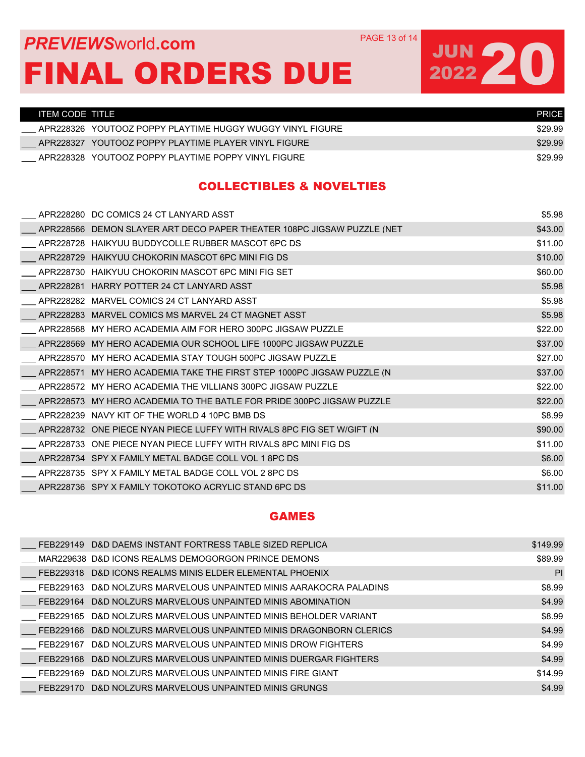# FINAL ORDERS DUE

| ITEM CODE | TITLE | PRICE |
|---|---|---|
| APR228326 | YOUTOOZ POPPY PLAYTIME HUGGY WUGGY VINYL FIGURE | $29.99 |
| APR228327 | YOUTOOZ POPPY PLAYTIME PLAYER VINYL FIGURE | $29.99 |
| APR228328 | YOUTOOZ POPPY PLAYTIME POPPY VINYL FIGURE | $29.99 |

## COLLECTIBLES & NOVELTIES

| ITEM CODE | TITLE | PRICE |
|---|---|---|
| APR228280 | DC COMICS 24 CT LANYARD ASST | $5.98 |
| APR228566 | DEMON SLAYER ART DECO PAPER THEATER 108PC JIGSAW PUZZLE (NET | $43.00 |
| APR228728 | HAIKYUU BUDDYCOLLE RUBBER MASCOT 6PC DS | $11.00 |
| APR228729 | HAIKYUU CHOKORIN MASCOT 6PC MINI FIG DS | $10.00 |
| APR228730 | HAIKYUU CHOKORIN MASCOT 6PC MINI FIG SET | $60.00 |
| APR228281 | HARRY POTTER 24 CT LANYARD ASST | $5.98 |
| APR228282 | MARVEL COMICS 24 CT LANYARD ASST | $5.98 |
| APR228283 | MARVEL COMICS MS MARVEL 24 CT MAGNET ASST | $5.98 |
| APR228568 | MY HERO ACADEMIA AIM FOR HERO 300PC JIGSAW PUZZLE | $22.00 |
| APR228569 | MY HERO ACADEMIA OUR SCHOOL LIFE 1000PC JIGSAW PUZZLE | $37.00 |
| APR228570 | MY HERO ACADEMIA STAY TOUGH 500PC JIGSAW PUZZLE | $27.00 |
| APR228571 | MY HERO ACADEMIA TAKE THE FIRST STEP 1000PC JIGSAW PUZZLE (N | $37.00 |
| APR228572 | MY HERO ACADEMIA THE VILLIANS 300PC JIGSAW PUZZLE | $22.00 |
| APR228573 | MY HERO ACADEMIA TO THE BATLE FOR PRIDE 300PC JIGSAW PUZZLE | $22.00 |
| APR228239 | NAVY KIT OF THE WORLD 4 10PC BMB DS | $8.99 |
| APR228732 | ONE PIECE NYAN PIECE LUFFY WITH RIVALS 8PC FIG SET W/GIFT (N | $90.00 |
| APR228733 | ONE PIECE NYAN PIECE LUFFY WITH RIVALS 8PC MINI FIG DS | $11.00 |
| APR228734 | SPY X FAMILY METAL BADGE COLL VOL 1 8PC DS | $6.00 |
| APR228735 | SPY X FAMILY METAL BADGE COLL VOL 2 8PC DS | $6.00 |
| APR228736 | SPY X FAMILY TOKOTOKO ACRYLIC STAND 6PC DS | $11.00 |

## GAMES

| ITEM CODE | TITLE | PRICE |
|---|---|---|
| FEB229149 | D&D DAEMS INSTANT FORTRESS TABLE SIZED REPLICA | $149.99 |
| MAR229638 | D&D ICONS REALMS DEMOGORGON PRINCE DEMONS | $89.99 |
| FEB229318 | D&D ICONS REALMS MINIS ELDER ELEMENTAL PHOENIX | PI |
| FEB229163 | D&D NOLZURS MARVELOUS UNPAINTED MINIS AARAKOCRA PALADINS | $8.99 |
| FEB229164 | D&D NOLZURS MARVELOUS UNPAINTED MINIS ABOMINATION | $4.99 |
| FEB229165 | D&D NOLZURS MARVELOUS UNPAINTED MINIS BEHOLDER VARIANT | $8.99 |
| FEB229166 | D&D NOLZURS MARVELOUS UNPAINTED MINIS DRAGONBORN CLERICS | $4.99 |
| FEB229167 | D&D NOLZURS MARVELOUS UNPAINTED MINIS DROW FIGHTERS | $4.99 |
| FEB229168 | D&D NOLZURS MARVELOUS UNPAINTED MINIS DUERGAR FIGHTERS | $4.99 |
| FEB229169 | D&D NOLZURS MARVELOUS UNPAINTED MINIS FIRE GIANT | $14.99 |
| FEB229170 | D&D NOLZURS MARVELOUS UNPAINTED MINIS GRUNGS | $4.99 |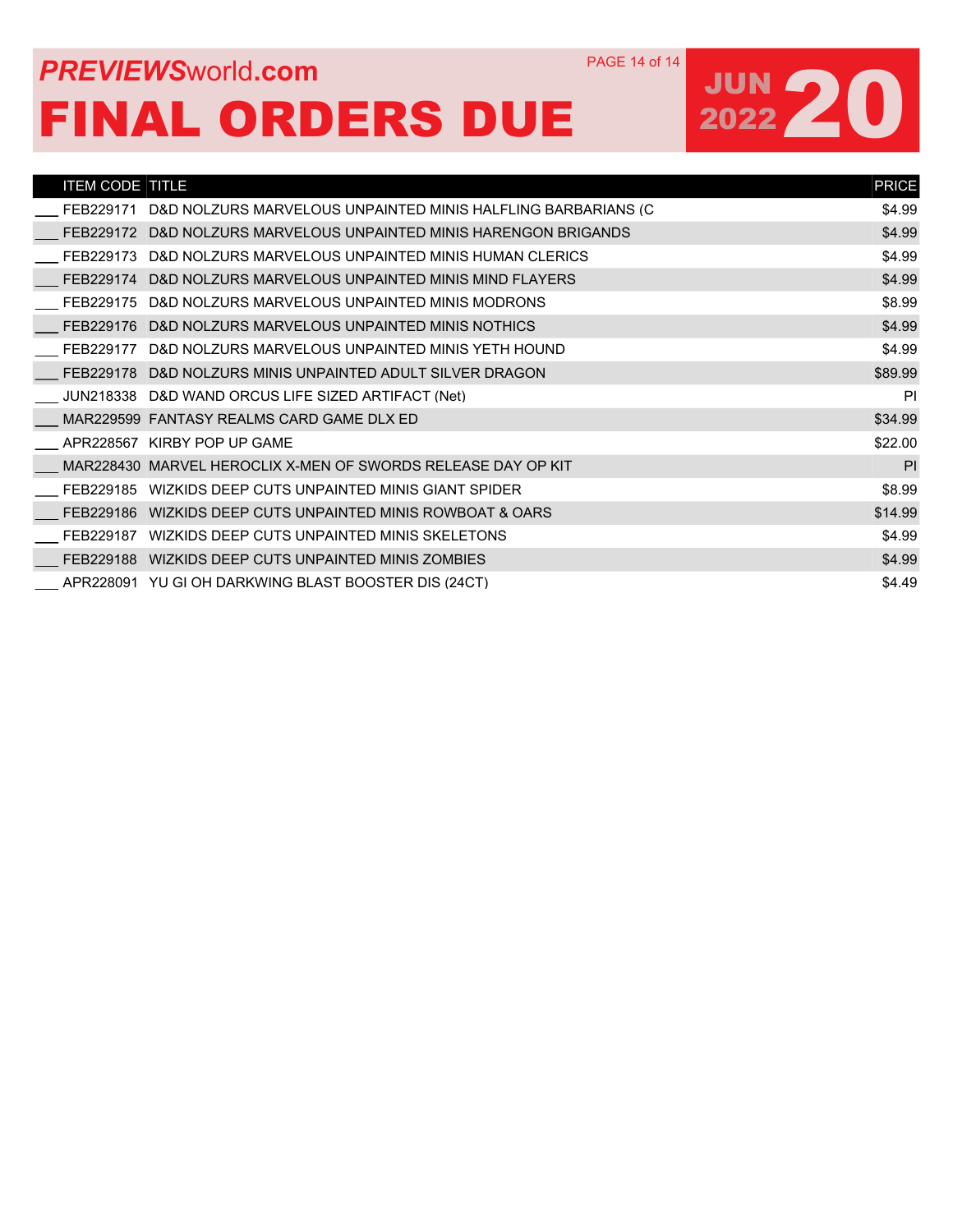**PREVIEWS**world.com

# FINAL ORDERS DUE

JUN 2022 20

| | ITEM CODE | TITLE | PRICE |
|---|---|---|---|
| ___ | FEB229171 | D&D NOLZURS MARVELOUS UNPAINTED MINIS HALFLING BARBARIANS (C | $4.99 |
| ___ | FEB229172 | D&D NOLZURS MARVELOUS UNPAINTED MINIS HARENGON BRIGANDS | $4.99 |
| ___ | FEB229173 | D&D NOLZURS MARVELOUS UNPAINTED MINIS HUMAN CLERICS | $4.99 |
| ___ | FEB229174 | D&D NOLZURS MARVELOUS UNPAINTED MINIS MIND FLAYERS | $4.99 |
| ___ | FEB229175 | D&D NOLZURS MARVELOUS UNPAINTED MINIS MODRONS | $8.99 |
| ___ | FEB229176 | D&D NOLZURS MARVELOUS UNPAINTED MINIS NOTHICS | $4.99 |
| ___ | FEB229177 | D&D NOLZURS MARVELOUS UNPAINTED MINIS YETH HOUND | $4.99 |
| ___ | FEB229178 | D&D NOLZURS MINIS UNPAINTED ADULT SILVER DRAGON | $89.99 |
| ___ | JUN218338 | D&D WAND ORCUS LIFE SIZED ARTIFACT (Net) | PI |
| ___ | MAR229599 | FANTASY REALMS CARD GAME DLX ED | $34.99 |
| ___ | APR228567 | KIRBY POP UP GAME | $22.00 |
| ___ | MAR228430 | MARVEL HEROCLIX X-MEN OF SWORDS RELEASE DAY OP KIT | PI |
| ___ | FEB229185 | WIZKIDS DEEP CUTS UNPAINTED MINIS GIANT SPIDER | $8.99 |
| ___ | FEB229186 | WIZKIDS DEEP CUTS UNPAINTED MINIS ROWBOAT & OARS | $14.99 |
| ___ | FEB229187 | WIZKIDS DEEP CUTS UNPAINTED MINIS SKELETONS | $4.99 |
| ___ | FEB229188 | WIZKIDS DEEP CUTS UNPAINTED MINIS ZOMBIES | $4.99 |
| ___ | APR228091 | YU GI OH DARKWING BLAST BOOSTER DIS (24CT) | $4.49 |